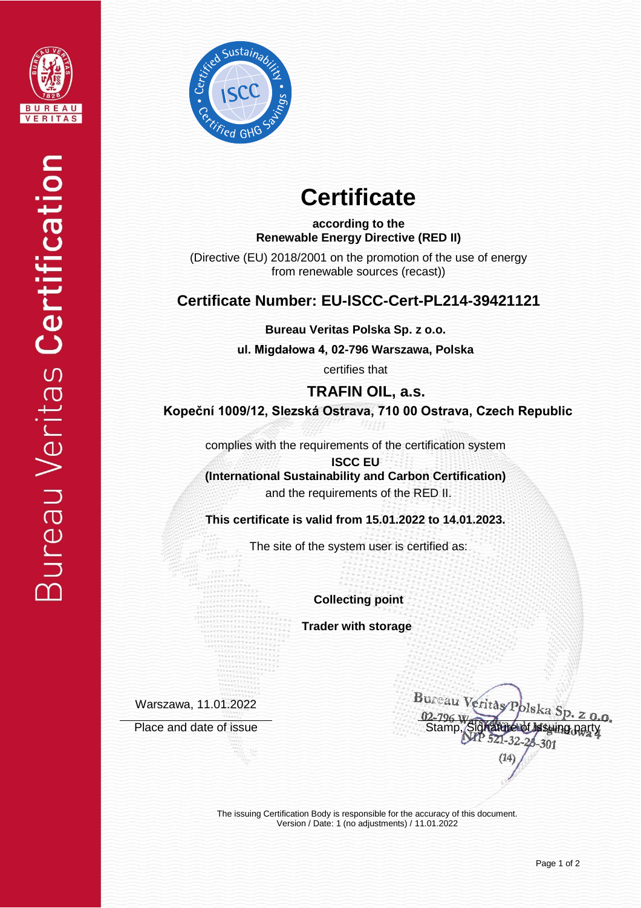Bureau Veritas **Certification**

# Certificate

**according to the**
**Renewable Energy Directive (RED II)**

(Directive (EU) 2018/2001 on the promotion of the use of energy from renewable sources (recast))

## Certificate Number: EU-ISCC-Cert-PL214-39421121

**Bureau Veritas Polska Sp. z o.o.**

**ul. Migdałowa 4, 02-796 Warszawa, Polska**

certifies that

## TRAFIN OIL, a.s.

**Kopeční 1009/12, Slezská Ostrava, 710 00 Ostrava, Czech Republic**

complies with the requirements of the certification system

**ISCC EU**
**(International Sustainability and Carbon Certification)**

and the requirements of the RED II.

**This certificate is valid from 15.01.2022 to 14.01.2023.**

The site of the system user is certified as:

**Collecting point**

**Trader with storage**

Warszawa, 11.01.2022

Place and date of issue

Bureau Veritas Polska Sp. z o.o.
02-796 Warszawa, ul. Migdałowa 4
NIP 521-32-25-301
(14)

Stamp, Signature of issuing party

The issuing Certification Body is responsible for the accuracy of this document.
Version / Date: 1 (no adjustments) / 11.01.2022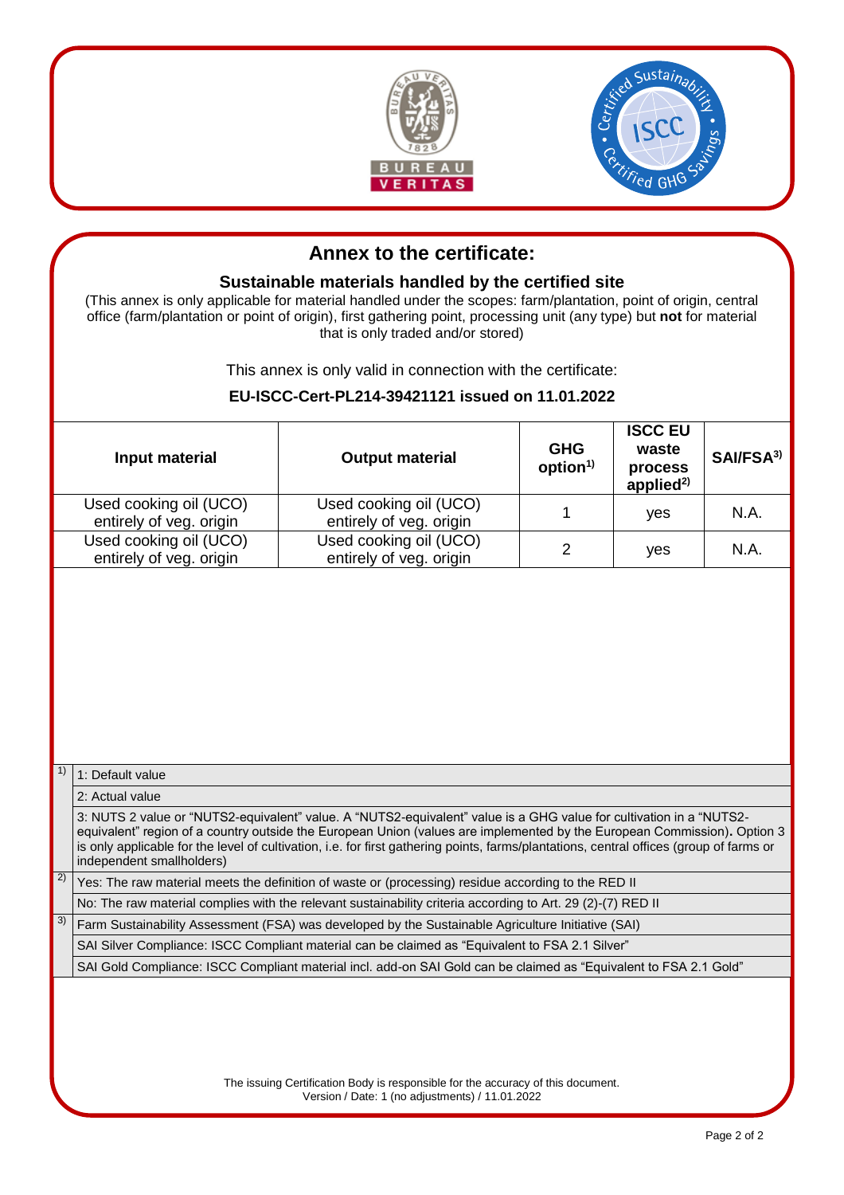# Annex to the certificate:

## Sustainable materials handled by the certified site

(This annex is only applicable for material handled under the scopes: farm/plantation, point of origin, central office (farm/plantation or point of origin), first gathering point, processing unit (any type) but **not** for material that is only traded and/or stored)

This annex is only valid in connection with the certificate:

**EU-ISCC-Cert-PL214-39421121 issued on 11.01.2022**

| Input material | Output material | GHG option[1)] | ISCC EU waste process applied[2)] | SAI/FSA[3)] |
|---|---|---|---|---|
| Used cooking oil (UCO) entirely of veg. origin | Used cooking oil (UCO) entirely of veg. origin | 1 | yes | N.A. |
| Used cooking oil (UCO) entirely of veg. origin | Used cooking oil (UCO) entirely of veg. origin | 2 | yes | N.A. |

| | |
|---|---|
| 1) | 1: Default value |
| | 2: Actual value |
| | 3: NUTS 2 value or "NUTS2-equivalent" value. A "NUTS2-equivalent" value is a GHG value for cultivation in a "NUTS2-equivalent" region of a country outside the European Union (values are implemented by the European Commission). Option 3 is only applicable for the level of cultivation, i.e. for first gathering points, farms/plantations, central offices (group of farms or independent smallholders) |
| 2) | Yes: The raw material meets the definition of waste or (processing) residue according to the RED II |
| | No: The raw material complies with the relevant sustainability criteria according to Art. 29 (2)-(7) RED II |
| 3) | Farm Sustainability Assessment (FSA) was developed by the Sustainable Agriculture Initiative (SAI) |
| | SAI Silver Compliance: ISCC Compliant material can be claimed as "Equivalent to FSA 2.1 Silver" |
| | SAI Gold Compliance: ISCC Compliant material incl. add-on SAI Gold can be claimed as "Equivalent to FSA 2.1 Gold" |

The issuing Certification Body is responsible for the accuracy of this document.
Version / Date: 1 (no adjustments) / 11.01.2022